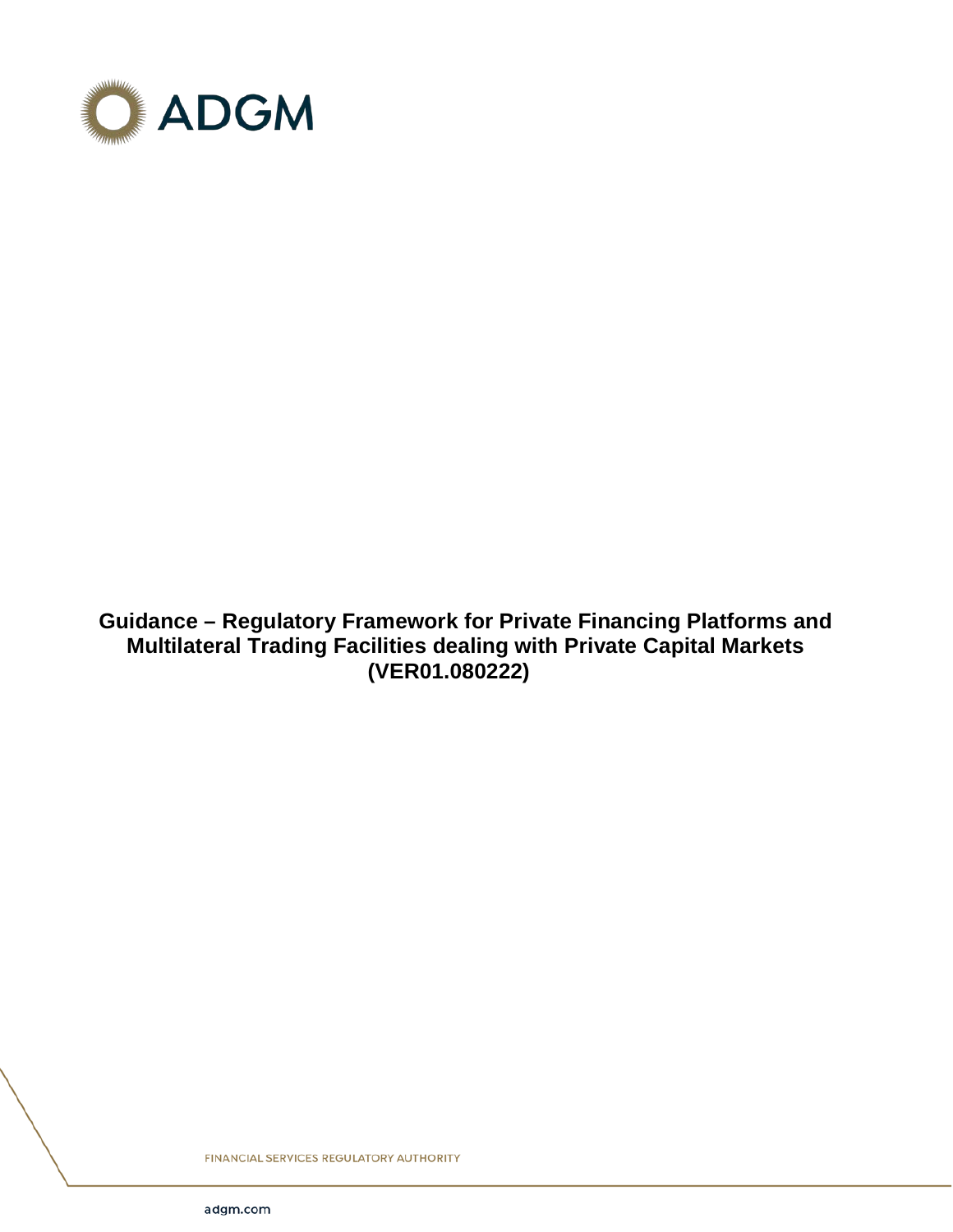ADGM

**Guidance – Regulatory Framework for Private Financing Platforms and Multilateral Trading Facilities dealing with Private Capital Markets (VER01.080222)**

FINANCIAL SERVICES REGULATORY AUTHORITY

adgm.com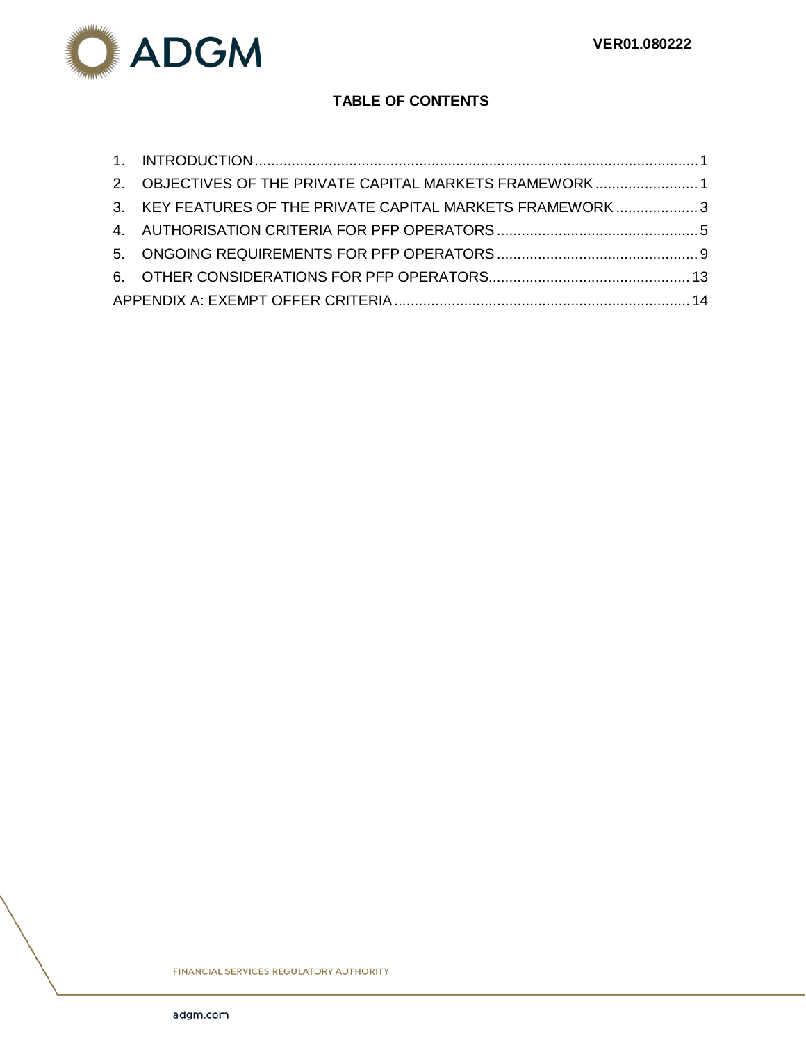**TABLE OF CONTENTS**

1. INTRODUCTION ........ 1
2. OBJECTIVES OF THE PRIVATE CAPITAL MARKETS FRAMEWORK ........ 1
3. KEY FEATURES OF THE PRIVATE CAPITAL MARKETS FRAMEWORK ........ 3
4. AUTHORISATION CRITERIA FOR PFP OPERATORS ........ 5
5. ONGOING REQUIREMENTS FOR PFP OPERATORS ........ 9
6. OTHER CONSIDERATIONS FOR PFP OPERATORS ........ 13

APPENDIX A: EXEMPT OFFER CRITERIA ........ 14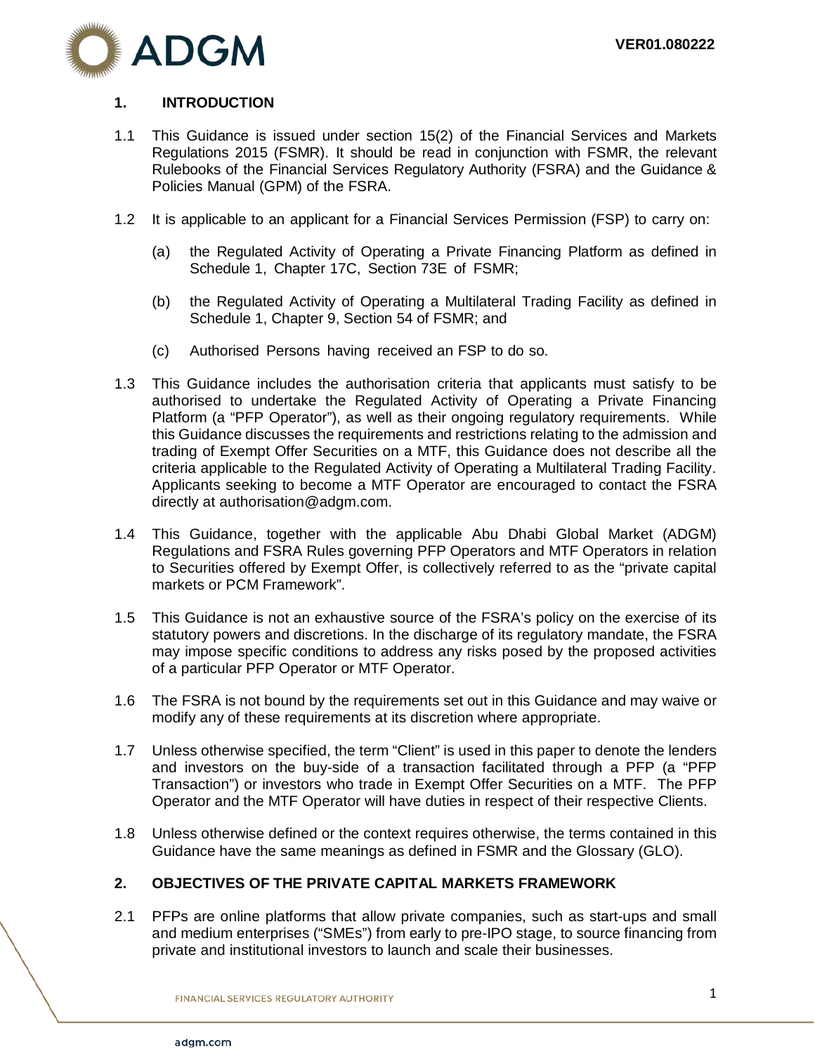## 1. INTRODUCTION

1.1 This Guidance is issued under section 15(2) of the Financial Services and Markets Regulations 2015 (FSMR). It should be read in conjunction with FSMR, the relevant Rulebooks of the Financial Services Regulatory Authority (FSRA) and the Guidance & Policies Manual (GPM) of the FSRA.

1.2 It is applicable to an applicant for a Financial Services Permission (FSP) to carry on:

(a) the Regulated Activity of Operating a Private Financing Platform as defined in Schedule 1, Chapter 17C, Section 73E of FSMR;

(b) the Regulated Activity of Operating a Multilateral Trading Facility as defined in Schedule 1, Chapter 9, Section 54 of FSMR; and

(c) Authorised Persons having received an FSP to do so.

1.3 This Guidance includes the authorisation criteria that applicants must satisfy to be authorised to undertake the Regulated Activity of Operating a Private Financing Platform (a "PFP Operator"), as well as their ongoing regulatory requirements. While this Guidance discusses the requirements and restrictions relating to the admission and trading of Exempt Offer Securities on a MTF, this Guidance does not describe all the criteria applicable to the Regulated Activity of Operating a Multilateral Trading Facility. Applicants seeking to become a MTF Operator are encouraged to contact the FSRA directly at authorisation@adgm.com.

1.4 This Guidance, together with the applicable Abu Dhabi Global Market (ADGM) Regulations and FSRA Rules governing PFP Operators and MTF Operators in relation to Securities offered by Exempt Offer, is collectively referred to as the "private capital markets or PCM Framework".

1.5 This Guidance is not an exhaustive source of the FSRA's policy on the exercise of its statutory powers and discretions. In the discharge of its regulatory mandate, the FSRA may impose specific conditions to address any risks posed by the proposed activities of a particular PFP Operator or MTF Operator.

1.6 The FSRA is not bound by the requirements set out in this Guidance and may waive or modify any of these requirements at its discretion where appropriate.

1.7 Unless otherwise specified, the term "Client" is used in this paper to denote the lenders and investors on the buy-side of a transaction facilitated through a PFP (a "PFP Transaction") or investors who trade in Exempt Offer Securities on a MTF. The PFP Operator and the MTF Operator will have duties in respect of their respective Clients.

1.8 Unless otherwise defined or the context requires otherwise, the terms contained in this Guidance have the same meanings as defined in FSMR and the Glossary (GLO).

## 2. OBJECTIVES OF THE PRIVATE CAPITAL MARKETS FRAMEWORK

2.1 PFPs are online platforms that allow private companies, such as start-ups and small and medium enterprises ("SMEs") from early to pre-IPO stage, to source financing from private and institutional investors to launch and scale their businesses.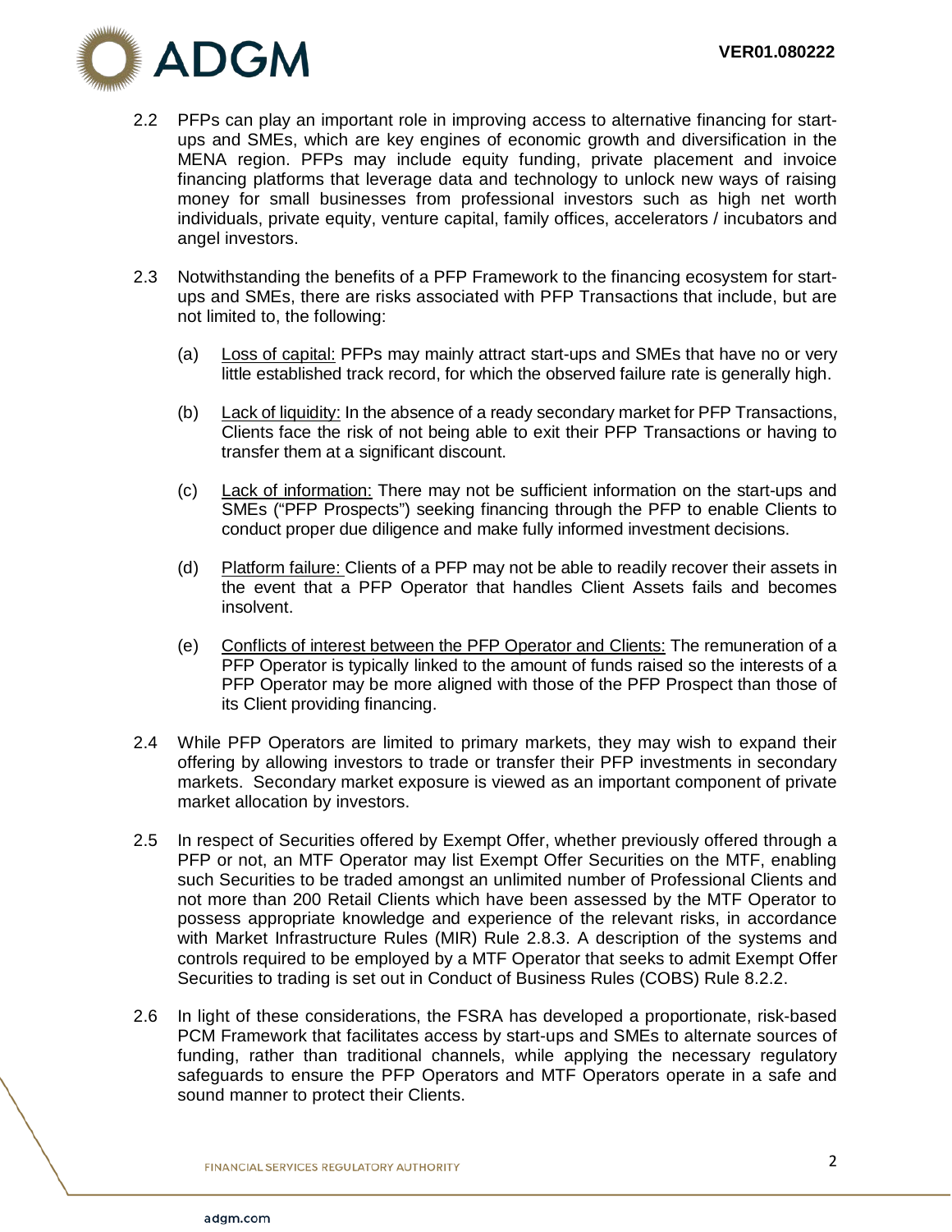2.2 PFPs can play an important role in improving access to alternative financing for start-ups and SMEs, which are key engines of economic growth and diversification in the MENA region. PFPs may include equity funding, private placement and invoice financing platforms that leverage data and technology to unlock new ways of raising money for small businesses from professional investors such as high net worth individuals, private equity, venture capital, family offices, accelerators / incubators and angel investors.

2.3 Notwithstanding the benefits of a PFP Framework to the financing ecosystem for start-ups and SMEs, there are risks associated with PFP Transactions that include, but are not limited to, the following:

(a) Loss of capital: PFPs may mainly attract start-ups and SMEs that have no or very little established track record, for which the observed failure rate is generally high.

(b) Lack of liquidity: In the absence of a ready secondary market for PFP Transactions, Clients face the risk of not being able to exit their PFP Transactions or having to transfer them at a significant discount.

(c) Lack of information: There may not be sufficient information on the start-ups and SMEs ("PFP Prospects") seeking financing through the PFP to enable Clients to conduct proper due diligence and make fully informed investment decisions.

(d) Platform failure: Clients of a PFP may not be able to readily recover their assets in the event that a PFP Operator that handles Client Assets fails and becomes insolvent.

(e) Conflicts of interest between the PFP Operator and Clients: The remuneration of a PFP Operator is typically linked to the amount of funds raised so the interests of a PFP Operator may be more aligned with those of the PFP Prospect than those of its Client providing financing.

2.4 While PFP Operators are limited to primary markets, they may wish to expand their offering by allowing investors to trade or transfer their PFP investments in secondary markets. Secondary market exposure is viewed as an important component of private market allocation by investors.

2.5 In respect of Securities offered by Exempt Offer, whether previously offered through a PFP or not, an MTF Operator may list Exempt Offer Securities on the MTF, enabling such Securities to be traded amongst an unlimited number of Professional Clients and not more than 200 Retail Clients which have been assessed by the MTF Operator to possess appropriate knowledge and experience of the relevant risks, in accordance with Market Infrastructure Rules (MIR) Rule 2.8.3. A description of the systems and controls required to be employed by a MTF Operator that seeks to admit Exempt Offer Securities to trading is set out in Conduct of Business Rules (COBS) Rule 8.2.2.

2.6 In light of these considerations, the FSRA has developed a proportionate, risk-based PCM Framework that facilitates access by start-ups and SMEs to alternate sources of funding, rather than traditional channels, while applying the necessary regulatory safeguards to ensure the PFP Operators and MTF Operators operate in a safe and sound manner to protect their Clients.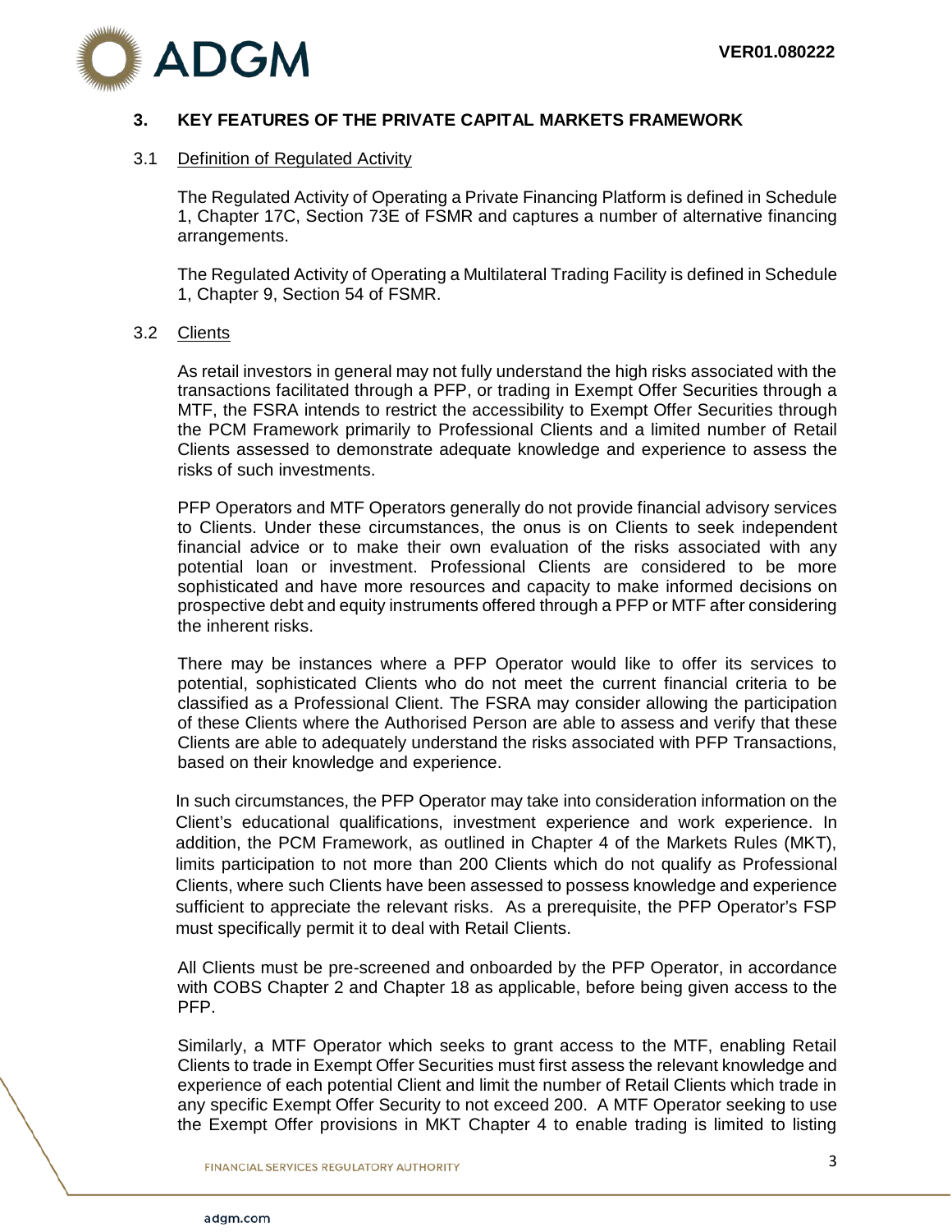## 3. KEY FEATURES OF THE PRIVATE CAPITAL MARKETS FRAMEWORK

### 3.1 Definition of Regulated Activity

The Regulated Activity of Operating a Private Financing Platform is defined in Schedule 1, Chapter 17C, Section 73E of FSMR and captures a number of alternative financing arrangements.

The Regulated Activity of Operating a Multilateral Trading Facility is defined in Schedule 1, Chapter 9, Section 54 of FSMR.

### 3.2 Clients

As retail investors in general may not fully understand the high risks associated with the transactions facilitated through a PFP, or trading in Exempt Offer Securities through a MTF, the FSRA intends to restrict the accessibility to Exempt Offer Securities through the PCM Framework primarily to Professional Clients and a limited number of Retail Clients assessed to demonstrate adequate knowledge and experience to assess the risks of such investments.

PFP Operators and MTF Operators generally do not provide financial advisory services to Clients. Under these circumstances, the onus is on Clients to seek independent financial advice or to make their own evaluation of the risks associated with any potential loan or investment. Professional Clients are considered to be more sophisticated and have more resources and capacity to make informed decisions on prospective debt and equity instruments offered through a PFP or MTF after considering the inherent risks.

There may be instances where a PFP Operator would like to offer its services to potential, sophisticated Clients who do not meet the current financial criteria to be classified as a Professional Client. The FSRA may consider allowing the participation of these Clients where the Authorised Person are able to assess and verify that these Clients are able to adequately understand the risks associated with PFP Transactions, based on their knowledge and experience.

In such circumstances, the PFP Operator may take into consideration information on the Client's educational qualifications, investment experience and work experience. In addition, the PCM Framework, as outlined in Chapter 4 of the Markets Rules (MKT), limits participation to not more than 200 Clients which do not qualify as Professional Clients, where such Clients have been assessed to possess knowledge and experience sufficient to appreciate the relevant risks. As a prerequisite, the PFP Operator's FSP must specifically permit it to deal with Retail Clients.

All Clients must be pre-screened and onboarded by the PFP Operator, in accordance with COBS Chapter 2 and Chapter 18 as applicable, before being given access to the PFP.

Similarly, a MTF Operator which seeks to grant access to the MTF, enabling Retail Clients to trade in Exempt Offer Securities must first assess the relevant knowledge and experience of each potential Client and limit the number of Retail Clients which trade in any specific Exempt Offer Security to not exceed 200. A MTF Operator seeking to use the Exempt Offer provisions in MKT Chapter 4 to enable trading is limited to listing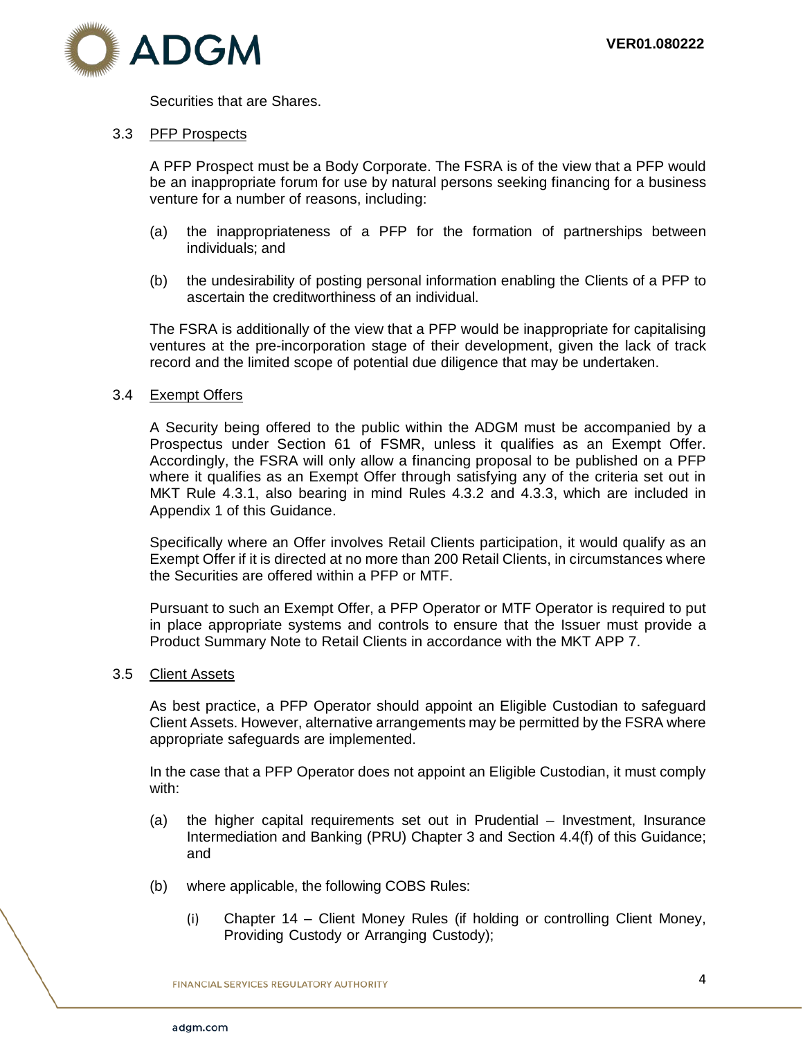Securities that are Shares.

### 3.3 PFP Prospects

A PFP Prospect must be a Body Corporate. The FSRA is of the view that a PFP would be an inappropriate forum for use by natural persons seeking financing for a business venture for a number of reasons, including:

(a) the inappropriateness of a PFP for the formation of partnerships between individuals; and

(b) the undesirability of posting personal information enabling the Clients of a PFP to ascertain the creditworthiness of an individual.

The FSRA is additionally of the view that a PFP would be inappropriate for capitalising ventures at the pre-incorporation stage of their development, given the lack of track record and the limited scope of potential due diligence that may be undertaken.

### 3.4 Exempt Offers

A Security being offered to the public within the ADGM must be accompanied by a Prospectus under Section 61 of FSMR, unless it qualifies as an Exempt Offer. Accordingly, the FSRA will only allow a financing proposal to be published on a PFP where it qualifies as an Exempt Offer through satisfying any of the criteria set out in MKT Rule 4.3.1, also bearing in mind Rules 4.3.2 and 4.3.3, which are included in Appendix 1 of this Guidance.

Specifically where an Offer involves Retail Clients participation, it would qualify as an Exempt Offer if it is directed at no more than 200 Retail Clients, in circumstances where the Securities are offered within a PFP or MTF.

Pursuant to such an Exempt Offer, a PFP Operator or MTF Operator is required to put in place appropriate systems and controls to ensure that the Issuer must provide a Product Summary Note to Retail Clients in accordance with the MKT APP 7.

### 3.5 Client Assets

As best practice, a PFP Operator should appoint an Eligible Custodian to safeguard Client Assets. However, alternative arrangements may be permitted by the FSRA where appropriate safeguards are implemented.

In the case that a PFP Operator does not appoint an Eligible Custodian, it must comply with:

(a) the higher capital requirements set out in Prudential – Investment, Insurance Intermediation and Banking (PRU) Chapter 3 and Section 4.4(f) of this Guidance; and

(b) where applicable, the following COBS Rules:

  (i) Chapter 14 – Client Money Rules (if holding or controlling Client Money, Providing Custody or Arranging Custody);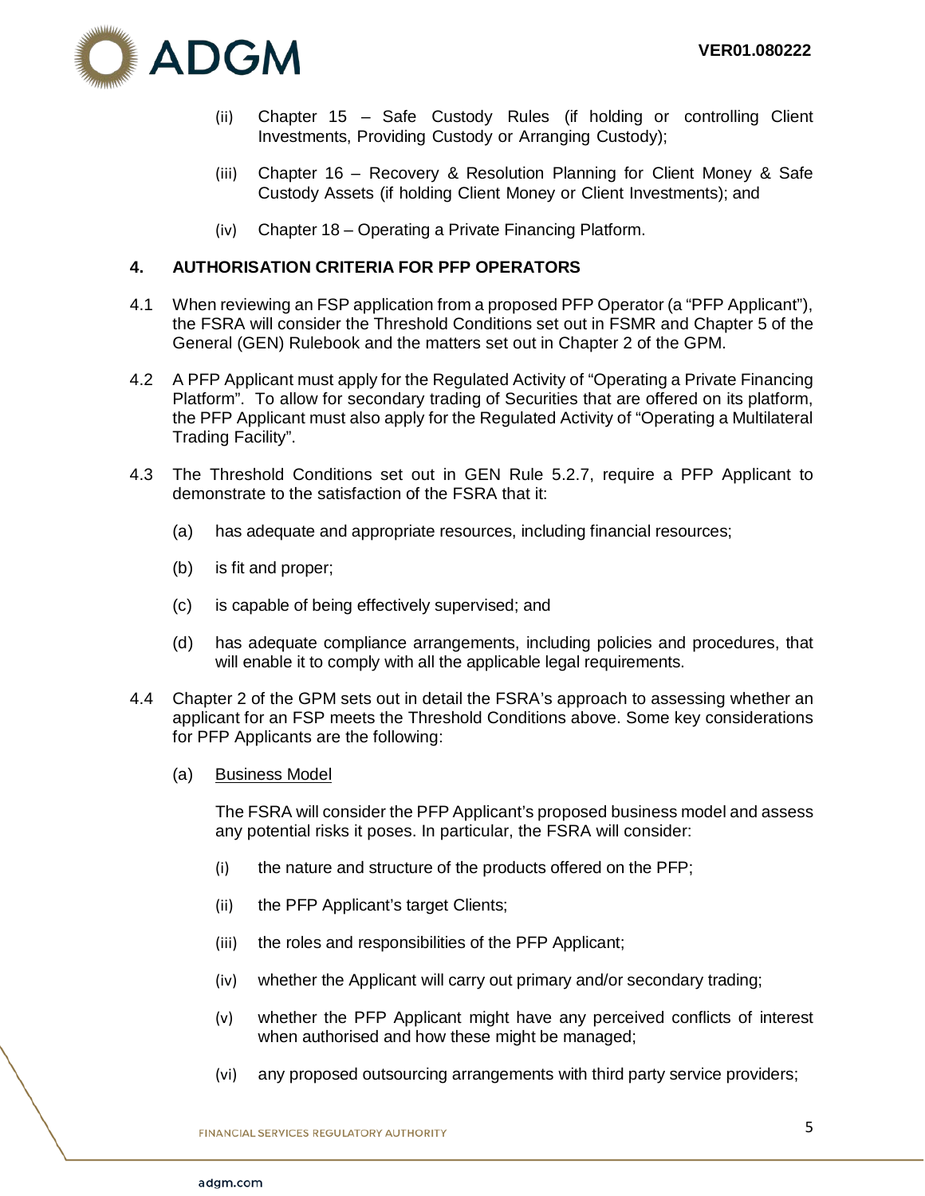(ii) Chapter 15 – Safe Custody Rules (if holding or controlling Client Investments, Providing Custody or Arranging Custody);

(iii) Chapter 16 – Recovery & Resolution Planning for Client Money & Safe Custody Assets (if holding Client Money or Client Investments); and

(iv) Chapter 18 – Operating a Private Financing Platform.

## 4. AUTHORISATION CRITERIA FOR PFP OPERATORS

4.1 When reviewing an FSP application from a proposed PFP Operator (a "PFP Applicant"), the FSRA will consider the Threshold Conditions set out in FSMR and Chapter 5 of the General (GEN) Rulebook and the matters set out in Chapter 2 of the GPM.

4.2 A PFP Applicant must apply for the Regulated Activity of "Operating a Private Financing Platform". To allow for secondary trading of Securities that are offered on its platform, the PFP Applicant must also apply for the Regulated Activity of "Operating a Multilateral Trading Facility".

4.3 The Threshold Conditions set out in GEN Rule 5.2.7, require a PFP Applicant to demonstrate to the satisfaction of the FSRA that it:

(a) has adequate and appropriate resources, including financial resources;

(b) is fit and proper;

(c) is capable of being effectively supervised; and

(d) has adequate compliance arrangements, including policies and procedures, that will enable it to comply with all the applicable legal requirements.

4.4 Chapter 2 of the GPM sets out in detail the FSRA's approach to assessing whether an applicant for an FSP meets the Threshold Conditions above. Some key considerations for PFP Applicants are the following:

(a) <u>Business Model</u>

The FSRA will consider the PFP Applicant's proposed business model and assess any potential risks it poses. In particular, the FSRA will consider:

(i) the nature and structure of the products offered on the PFP;

(ii) the PFP Applicant's target Clients;

(iii) the roles and responsibilities of the PFP Applicant;

(iv) whether the Applicant will carry out primary and/or secondary trading;

(v) whether the PFP Applicant might have any perceived conflicts of interest when authorised and how these might be managed;

(vi) any proposed outsourcing arrangements with third party service providers;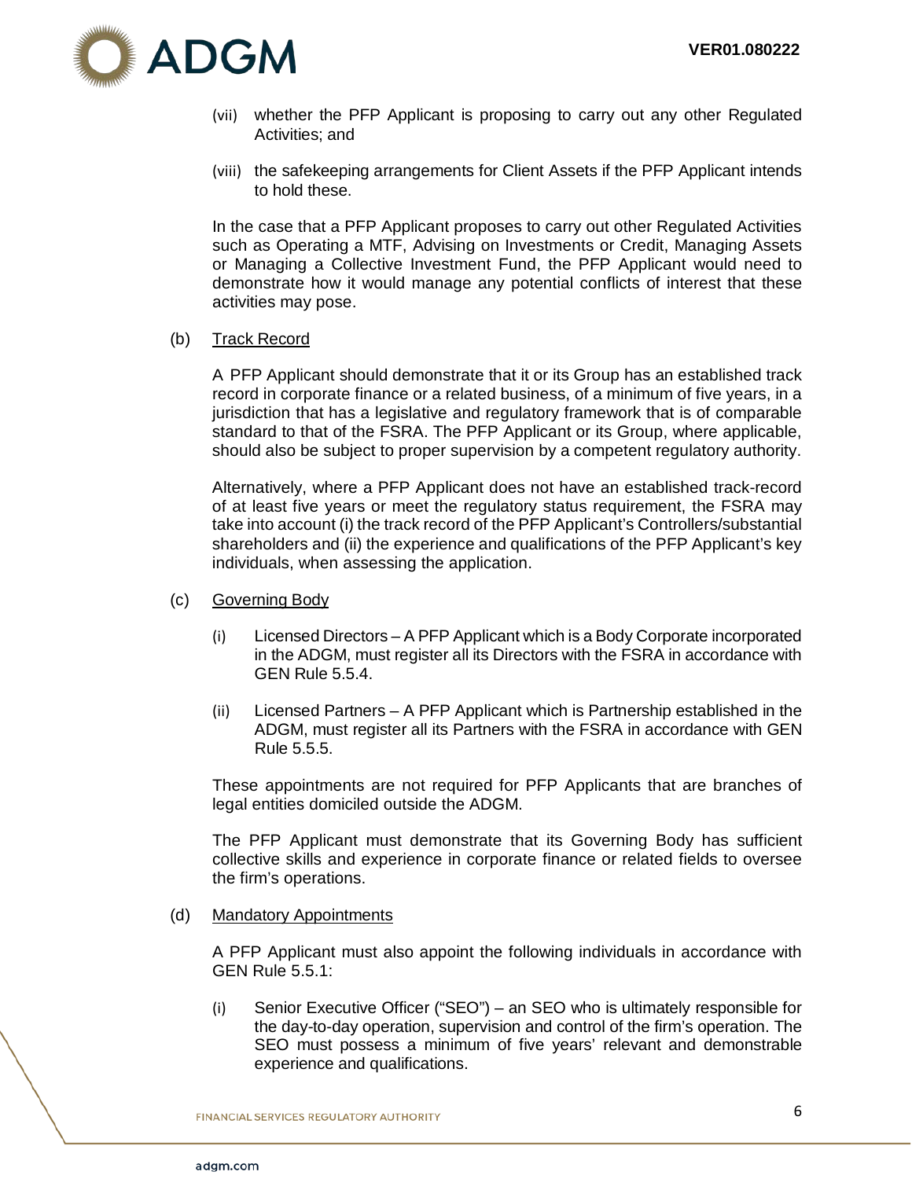(vii) whether the PFP Applicant is proposing to carry out any other Regulated Activities; and

(viii) the safekeeping arrangements for Client Assets if the PFP Applicant intends to hold these.

In the case that a PFP Applicant proposes to carry out other Regulated Activities such as Operating a MTF, Advising on Investments or Credit, Managing Assets or Managing a Collective Investment Fund, the PFP Applicant would need to demonstrate how it would manage any potential conflicts of interest that these activities may pose.

(b) Track Record

A PFP Applicant should demonstrate that it or its Group has an established track record in corporate finance or a related business, of a minimum of five years, in a jurisdiction that has a legislative and regulatory framework that is of comparable standard to that of the FSRA. The PFP Applicant or its Group, where applicable, should also be subject to proper supervision by a competent regulatory authority.

Alternatively, where a PFP Applicant does not have an established track-record of at least five years or meet the regulatory status requirement, the FSRA may take into account (i) the track record of the PFP Applicant's Controllers/substantial shareholders and (ii) the experience and qualifications of the PFP Applicant's key individuals, when assessing the application.

(c) Governing Body

(i) Licensed Directors – A PFP Applicant which is a Body Corporate incorporated in the ADGM, must register all its Directors with the FSRA in accordance with GEN Rule 5.5.4.

(ii) Licensed Partners – A PFP Applicant which is Partnership established in the ADGM, must register all its Partners with the FSRA in accordance with GEN Rule 5.5.5.

These appointments are not required for PFP Applicants that are branches of legal entities domiciled outside the ADGM.

The PFP Applicant must demonstrate that its Governing Body has sufficient collective skills and experience in corporate finance or related fields to oversee the firm's operations.

(d) Mandatory Appointments

A PFP Applicant must also appoint the following individuals in accordance with GEN Rule 5.5.1:

(i) Senior Executive Officer ("SEO") – an SEO who is ultimately responsible for the day-to-day operation, supervision and control of the firm's operation. The SEO must possess a minimum of five years' relevant and demonstrable experience and qualifications.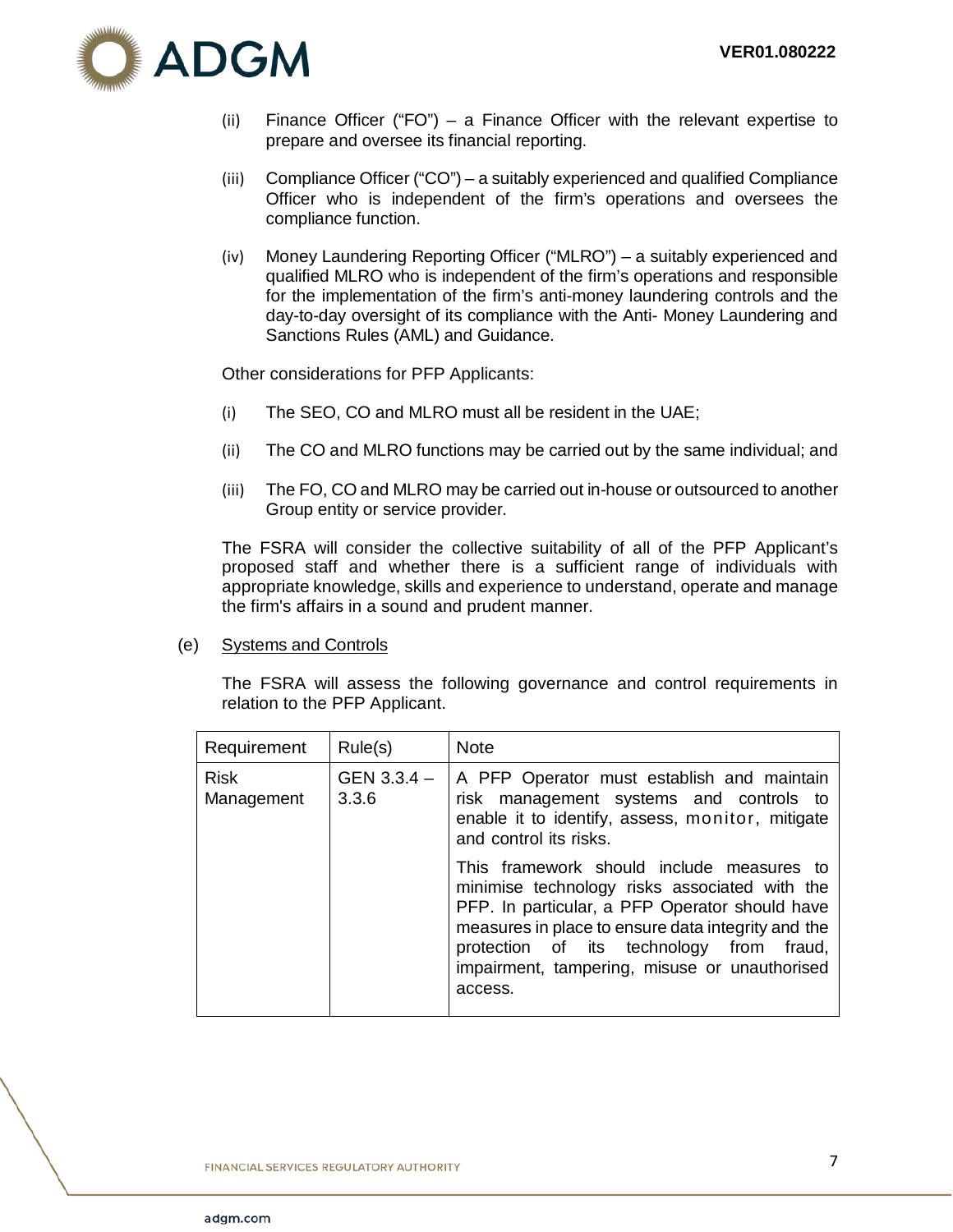(ii) Finance Officer ("FO") – a Finance Officer with the relevant expertise to prepare and oversee its financial reporting.

(iii) Compliance Officer ("CO") – a suitably experienced and qualified Compliance Officer who is independent of the firm's operations and oversees the compliance function.

(iv) Money Laundering Reporting Officer ("MLRO") – a suitably experienced and qualified MLRO who is independent of the firm's operations and responsible for the implementation of the firm's anti-money laundering controls and the day-to-day oversight of its compliance with the Anti- Money Laundering and Sanctions Rules (AML) and Guidance.

Other considerations for PFP Applicants:

(i) The SEO, CO and MLRO must all be resident in the UAE;

(ii) The CO and MLRO functions may be carried out by the same individual; and

(iii) The FO, CO and MLRO may be carried out in-house or outsourced to another Group entity or service provider.

The FSRA will consider the collective suitability of all of the PFP Applicant's proposed staff and whether there is a sufficient range of individuals with appropriate knowledge, skills and experience to understand, operate and manage the firm's affairs in a sound and prudent manner.

(e) <u>Systems and Controls</u>

The FSRA will assess the following governance and control requirements in relation to the PFP Applicant.

| Requirement | Rule(s) | Note |
|---|---|---|
| Risk Management | GEN 3.3.4 – 3.3.6 | A PFP Operator must establish and maintain risk management systems and controls to enable it to identify, assess, monitor, mitigate and control its risks.<br><br>This framework should include measures to minimise technology risks associated with the PFP. In particular, a PFP Operator should have measures in place to ensure data integrity and the protection of its technology from fraud, impairment, tampering, misuse or unauthorised access. |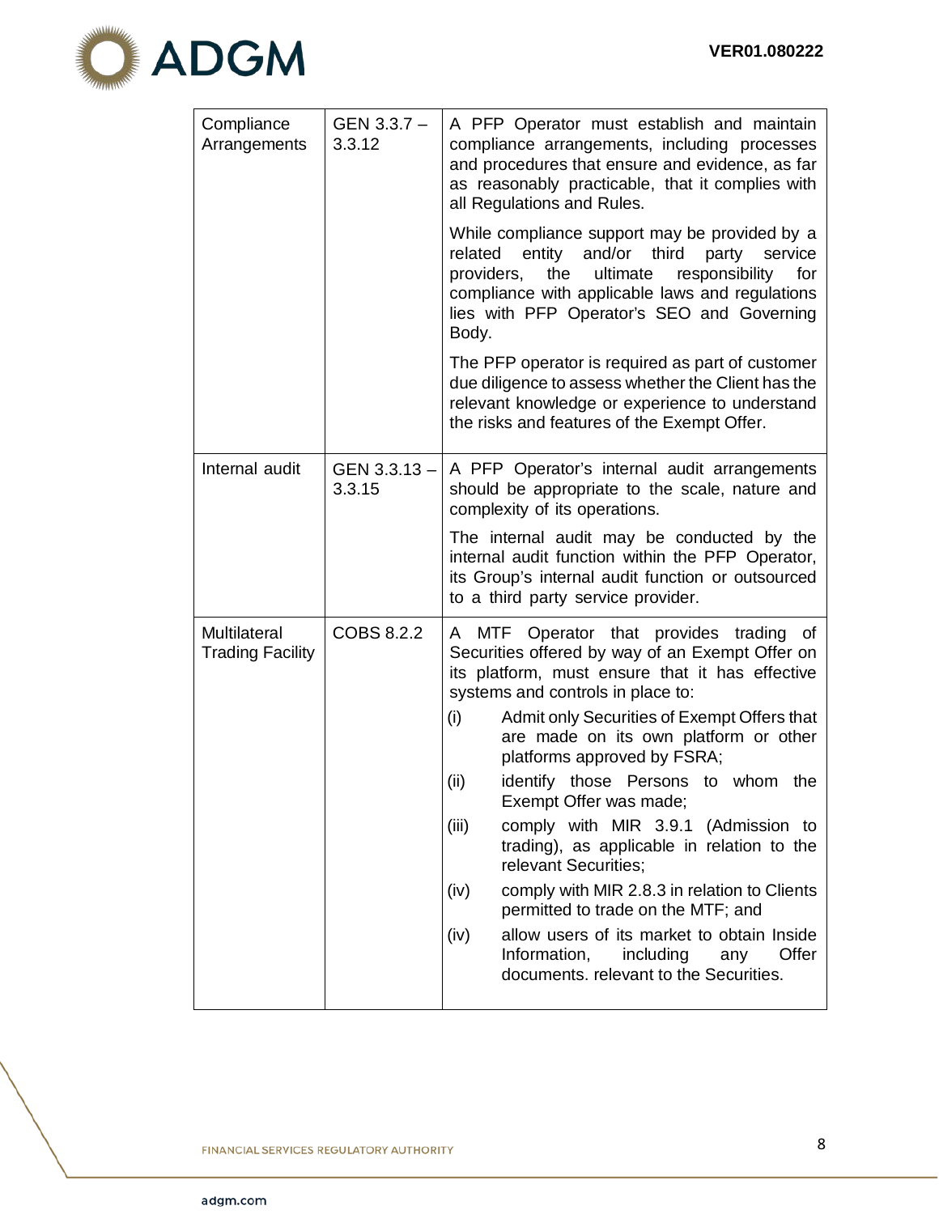| Compliance Arrangements | GEN 3.3.7 – 3.3.12 | A PFP Operator must establish and maintain compliance arrangements, including processes and procedures that ensure and evidence, as far as reasonably practicable, that it complies with all Regulations and Rules.<br><br>While compliance support may be provided by a related entity and/or third party service providers, the ultimate responsibility for compliance with applicable laws and regulations lies with PFP Operator's SEO and Governing Body.<br><br>The PFP operator is required as part of customer due diligence to assess whether the Client has the relevant knowledge or experience to understand the risks and features of the Exempt Offer. |
|---|---|---|
| Internal audit | GEN 3.3.13 – 3.3.15 | A PFP Operator's internal audit arrangements should be appropriate to the scale, nature and complexity of its operations.<br><br>The internal audit may be conducted by the internal audit function within the PFP Operator, its Group's internal audit function or outsourced to a third party service provider. |
| Multilateral Trading Facility | COBS 8.2.2 | A MTF Operator that provides trading of Securities offered by way of an Exempt Offer on its platform, must ensure that it has effective systems and controls in place to:<br>(i) Admit only Securities of Exempt Offers that are made on its own platform or other platforms approved by FSRA;<br>(ii) identify those Persons to whom the Exempt Offer was made;<br>(iii) comply with MIR 3.9.1 (Admission to trading), as applicable in relation to the relevant Securities;<br>(iv) comply with MIR 2.8.3 in relation to Clients permitted to trade on the MTF; and<br>(iv) allow users of its market to obtain Inside Information, including any Offer documents. relevant to the Securities. |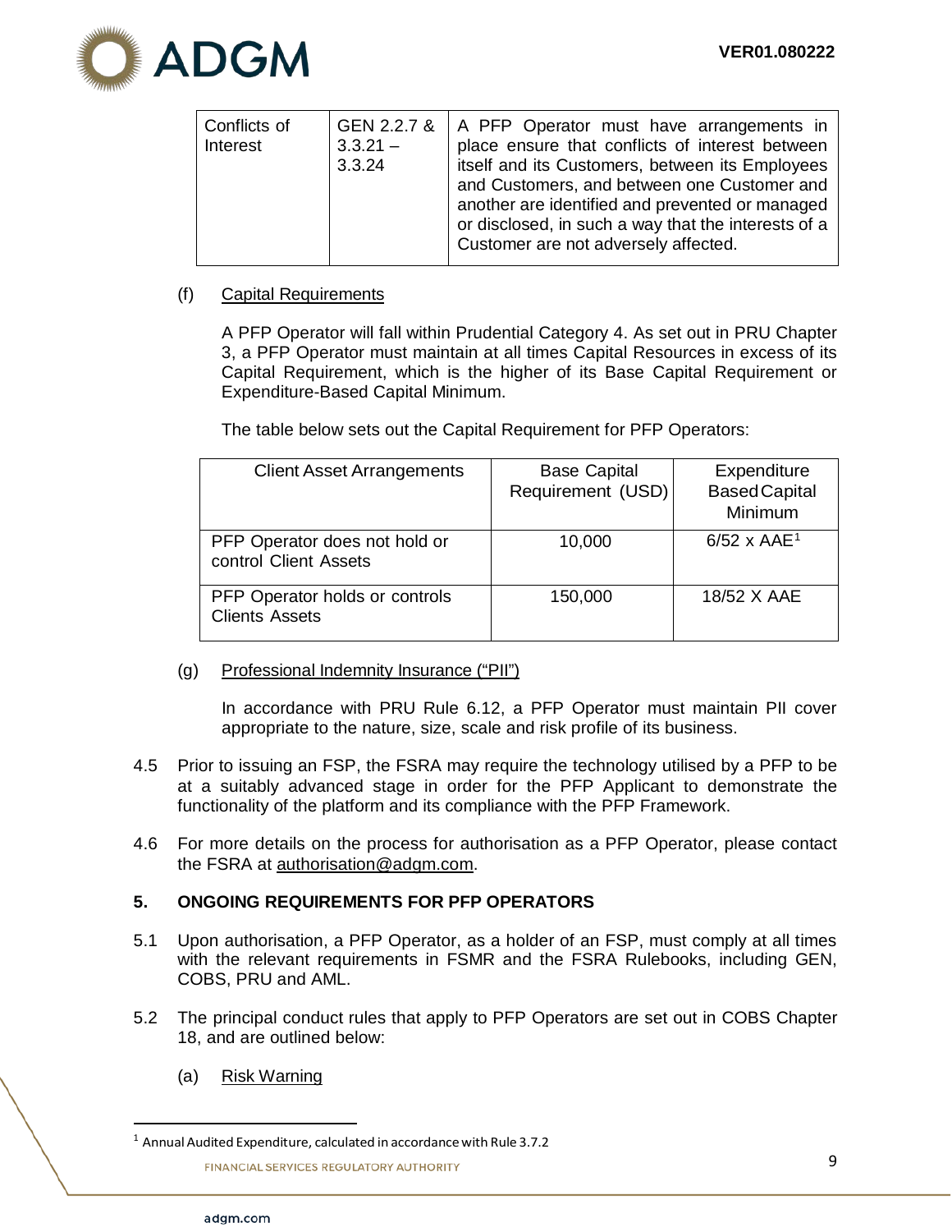| Conflicts of Interest | GEN 2.2.7 & 3.3.21 – 3.3.24 | A PFP Operator must have arrangements in place ensure that conflicts of interest between itself and its Customers, between its Employees and Customers, and between one Customer and another are identified and prevented or managed or disclosed, in such a way that the interests of a Customer are not adversely affected. |
|---|---|---|

(f) Capital Requirements

A PFP Operator will fall within Prudential Category 4. As set out in PRU Chapter 3, a PFP Operator must maintain at all times Capital Resources in excess of its Capital Requirement, which is the higher of its Base Capital Requirement or Expenditure-Based Capital Minimum.

The table below sets out the Capital Requirement for PFP Operators:

| Client Asset Arrangements | Base Capital Requirement (USD) | Expenditure Based Capital Minimum |
|---|---|---|
| PFP Operator does not hold or control Client Assets | 10,000 | 6/52 x AAE[1] |
| PFP Operator holds or controls Clients Assets | 150,000 | 18/52 X AAE |

(g) Professional Indemnity Insurance (“PII”)

In accordance with PRU Rule 6.12, a PFP Operator must maintain PII cover appropriate to the nature, size, scale and risk profile of its business.

4.5 Prior to issuing an FSP, the FSRA may require the technology utilised by a PFP to be at a suitably advanced stage in order for the PFP Applicant to demonstrate the functionality of the platform and its compliance with the PFP Framework.

4.6 For more details on the process for authorisation as a PFP Operator, please contact the FSRA at authorisation@adgm.com.

## 5. ONGOING REQUIREMENTS FOR PFP OPERATORS

5.1 Upon authorisation, a PFP Operator, as a holder of an FSP, must comply at all times with the relevant requirements in FSMR and the FSRA Rulebooks, including GEN, COBS, PRU and AML.

5.2 The principal conduct rules that apply to PFP Operators are set out in COBS Chapter 18, and are outlined below:

(a) Risk Warning

[1] Annual Audited Expenditure, calculated in accordance with Rule 3.7.2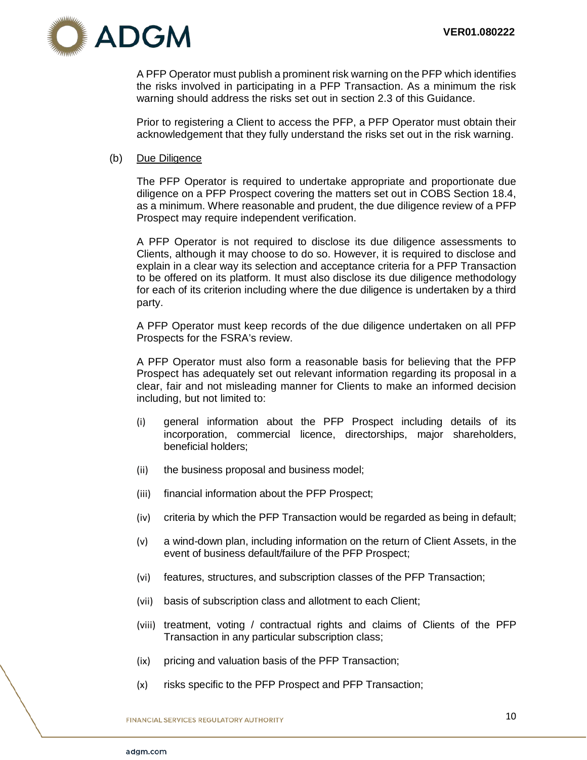A PFP Operator must publish a prominent risk warning on the PFP which identifies the risks involved in participating in a PFP Transaction. As a minimum the risk warning should address the risks set out in section 2.3 of this Guidance.

Prior to registering a Client to access the PFP, a PFP Operator must obtain their acknowledgement that they fully understand the risks set out in the risk warning.

(b) Due Diligence

The PFP Operator is required to undertake appropriate and proportionate due diligence on a PFP Prospect covering the matters set out in COBS Section 18.4, as a minimum. Where reasonable and prudent, the due diligence review of a PFP Prospect may require independent verification.

A PFP Operator is not required to disclose its due diligence assessments to Clients, although it may choose to do so. However, it is required to disclose and explain in a clear way its selection and acceptance criteria for a PFP Transaction to be offered on its platform. It must also disclose its due diligence methodology for each of its criterion including where the due diligence is undertaken by a third party.

A PFP Operator must keep records of the due diligence undertaken on all PFP Prospects for the FSRA's review.

A PFP Operator must also form a reasonable basis for believing that the PFP Prospect has adequately set out relevant information regarding its proposal in a clear, fair and not misleading manner for Clients to make an informed decision including, but not limited to:

(i) general information about the PFP Prospect including details of its incorporation, commercial licence, directorships, major shareholders, beneficial holders;

(ii) the business proposal and business model;

(iii) financial information about the PFP Prospect;

(iv) criteria by which the PFP Transaction would be regarded as being in default;

(v) a wind-down plan, including information on the return of Client Assets, in the event of business default/failure of the PFP Prospect;

(vi) features, structures, and subscription classes of the PFP Transaction;

(vii) basis of subscription class and allotment to each Client;

(viii) treatment, voting / contractual rights and claims of Clients of the PFP Transaction in any particular subscription class;

(ix) pricing and valuation basis of the PFP Transaction;

(x) risks specific to the PFP Prospect and PFP Transaction;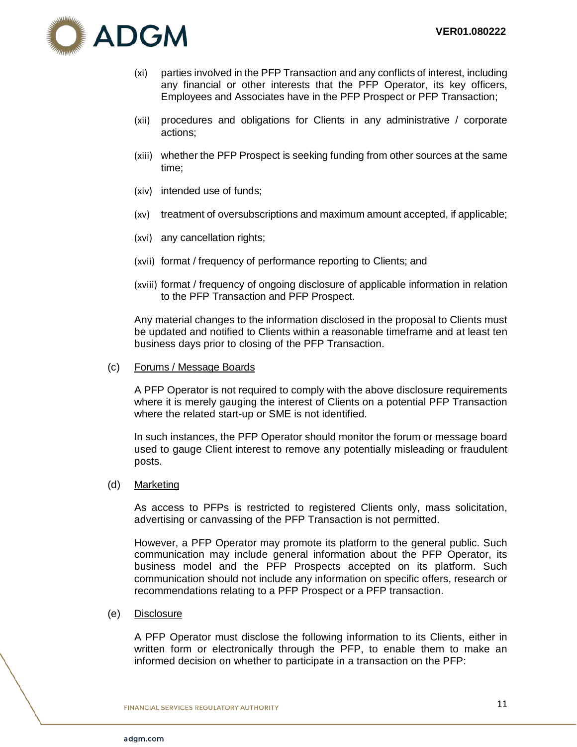(xi) parties involved in the PFP Transaction and any conflicts of interest, including any financial or other interests that the PFP Operator, its key officers, Employees and Associates have in the PFP Prospect or PFP Transaction;

(xii) procedures and obligations for Clients in any administrative / corporate actions;

(xiii) whether the PFP Prospect is seeking funding from other sources at the same time;

(xiv) intended use of funds;

(xv) treatment of oversubscriptions and maximum amount accepted, if applicable;

(xvi) any cancellation rights;

(xvii) format / frequency of performance reporting to Clients; and

(xviii) format / frequency of ongoing disclosure of applicable information in relation to the PFP Transaction and PFP Prospect.

Any material changes to the information disclosed in the proposal to Clients must be updated and notified to Clients within a reasonable timeframe and at least ten business days prior to closing of the PFP Transaction.

(c) Forums / Message Boards

A PFP Operator is not required to comply with the above disclosure requirements where it is merely gauging the interest of Clients on a potential PFP Transaction where the related start-up or SME is not identified.

In such instances, the PFP Operator should monitor the forum or message board used to gauge Client interest to remove any potentially misleading or fraudulent posts.

(d) Marketing

As access to PFPs is restricted to registered Clients only, mass solicitation, advertising or canvassing of the PFP Transaction is not permitted.

However, a PFP Operator may promote its platform to the general public. Such communication may include general information about the PFP Operator, its business model and the PFP Prospects accepted on its platform. Such communication should not include any information on specific offers, research or recommendations relating to a PFP Prospect or a PFP transaction.

(e) Disclosure

A PFP Operator must disclose the following information to its Clients, either in written form or electronically through the PFP, to enable them to make an informed decision on whether to participate in a transaction on the PFP: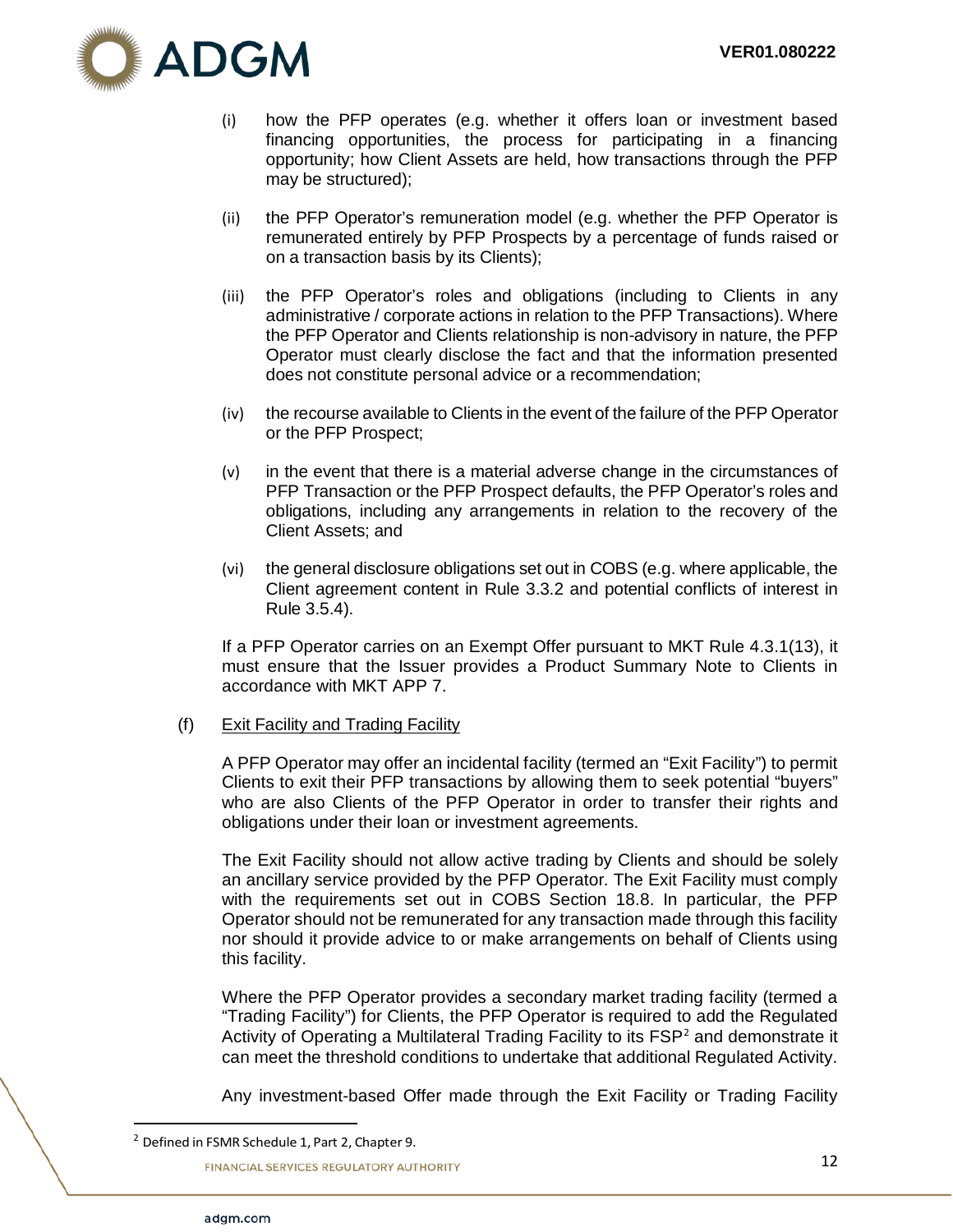(i) how the PFP operates (e.g. whether it offers loan or investment based financing opportunities, the process for participating in a financing opportunity; how Client Assets are held, how transactions through the PFP may be structured);

(ii) the PFP Operator's remuneration model (e.g. whether the PFP Operator is remunerated entirely by PFP Prospects by a percentage of funds raised or on a transaction basis by its Clients);

(iii) the PFP Operator's roles and obligations (including to Clients in any administrative / corporate actions in relation to the PFP Transactions). Where the PFP Operator and Clients relationship is non-advisory in nature, the PFP Operator must clearly disclose the fact and that the information presented does not constitute personal advice or a recommendation;

(iv) the recourse available to Clients in the event of the failure of the PFP Operator or the PFP Prospect;

(v) in the event that there is a material adverse change in the circumstances of PFP Transaction or the PFP Prospect defaults, the PFP Operator's roles and obligations, including any arrangements in relation to the recovery of the Client Assets; and

(vi) the general disclosure obligations set out in COBS (e.g. where applicable, the Client agreement content in Rule 3.3.2 and potential conflicts of interest in Rule 3.5.4).

If a PFP Operator carries on an Exempt Offer pursuant to MKT Rule 4.3.1(13), it must ensure that the Issuer provides a Product Summary Note to Clients in accordance with MKT APP 7.

(f) <u>Exit Facility and Trading Facility</u>

A PFP Operator may offer an incidental facility (termed an "Exit Facility") to permit Clients to exit their PFP transactions by allowing them to seek potential "buyers" who are also Clients of the PFP Operator in order to transfer their rights and obligations under their loan or investment agreements.

The Exit Facility should not allow active trading by Clients and should be solely an ancillary service provided by the PFP Operator. The Exit Facility must comply with the requirements set out in COBS Section 18.8. In particular, the PFP Operator should not be remunerated for any transaction made through this facility nor should it provide advice to or make arrangements on behalf of Clients using this facility.

Where the PFP Operator provides a secondary market trading facility (termed a "Trading Facility") for Clients, the PFP Operator is required to add the Regulated Activity of Operating a Multilateral Trading Facility to its FSP[2] and demonstrate it can meet the threshold conditions to undertake that additional Regulated Activity.

Any investment-based Offer made through the Exit Facility or Trading Facility

[2] Defined in FSMR Schedule 1, Part 2, Chapter 9.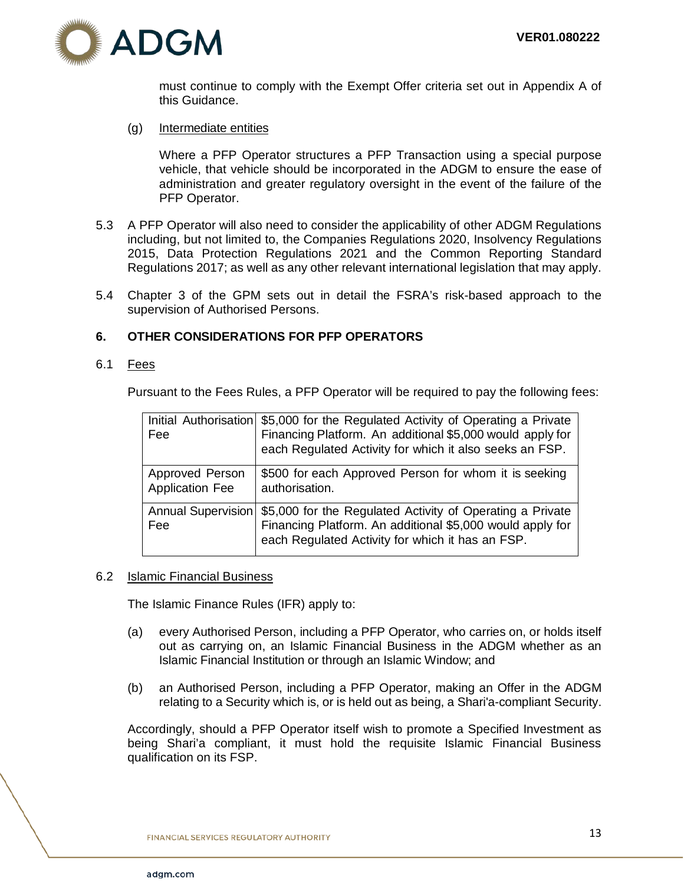must continue to comply with the Exempt Offer criteria set out in Appendix A of this Guidance.

(g) Intermediate entities

Where a PFP Operator structures a PFP Transaction using a special purpose vehicle, that vehicle should be incorporated in the ADGM to ensure the ease of administration and greater regulatory oversight in the event of the failure of the PFP Operator.

5.3 A PFP Operator will also need to consider the applicability of other ADGM Regulations including, but not limited to, the Companies Regulations 2020, Insolvency Regulations 2015, Data Protection Regulations 2021 and the Common Reporting Standard Regulations 2017; as well as any other relevant international legislation that may apply.

5.4 Chapter 3 of the GPM sets out in detail the FSRA's risk-based approach to the supervision of Authorised Persons.

## 6. OTHER CONSIDERATIONS FOR PFP OPERATORS

6.1 Fees

Pursuant to the Fees Rules, a PFP Operator will be required to pay the following fees:

| | |
|---|---|
| Initial Authorisation Fee | \$5,000 for the Regulated Activity of Operating a Private Financing Platform. An additional \$5,000 would apply for each Regulated Activity for which it also seeks an FSP. |
| Approved Person Application Fee | \$500 for each Approved Person for whom it is seeking authorisation. |
| Annual Supervision Fee | \$5,000 for the Regulated Activity of Operating a Private Financing Platform. An additional \$5,000 would apply for each Regulated Activity for which it has an FSP. |

6.2 Islamic Financial Business

The Islamic Finance Rules (IFR) apply to:

(a) every Authorised Person, including a PFP Operator, who carries on, or holds itself out as carrying on, an Islamic Financial Business in the ADGM whether as an Islamic Financial Institution or through an Islamic Window; and

(b) an Authorised Person, including a PFP Operator, making an Offer in the ADGM relating to a Security which is, or is held out as being, a Shari'a-compliant Security.

Accordingly, should a PFP Operator itself wish to promote a Specified Investment as being Shari'a compliant, it must hold the requisite Islamic Financial Business qualification on its FSP.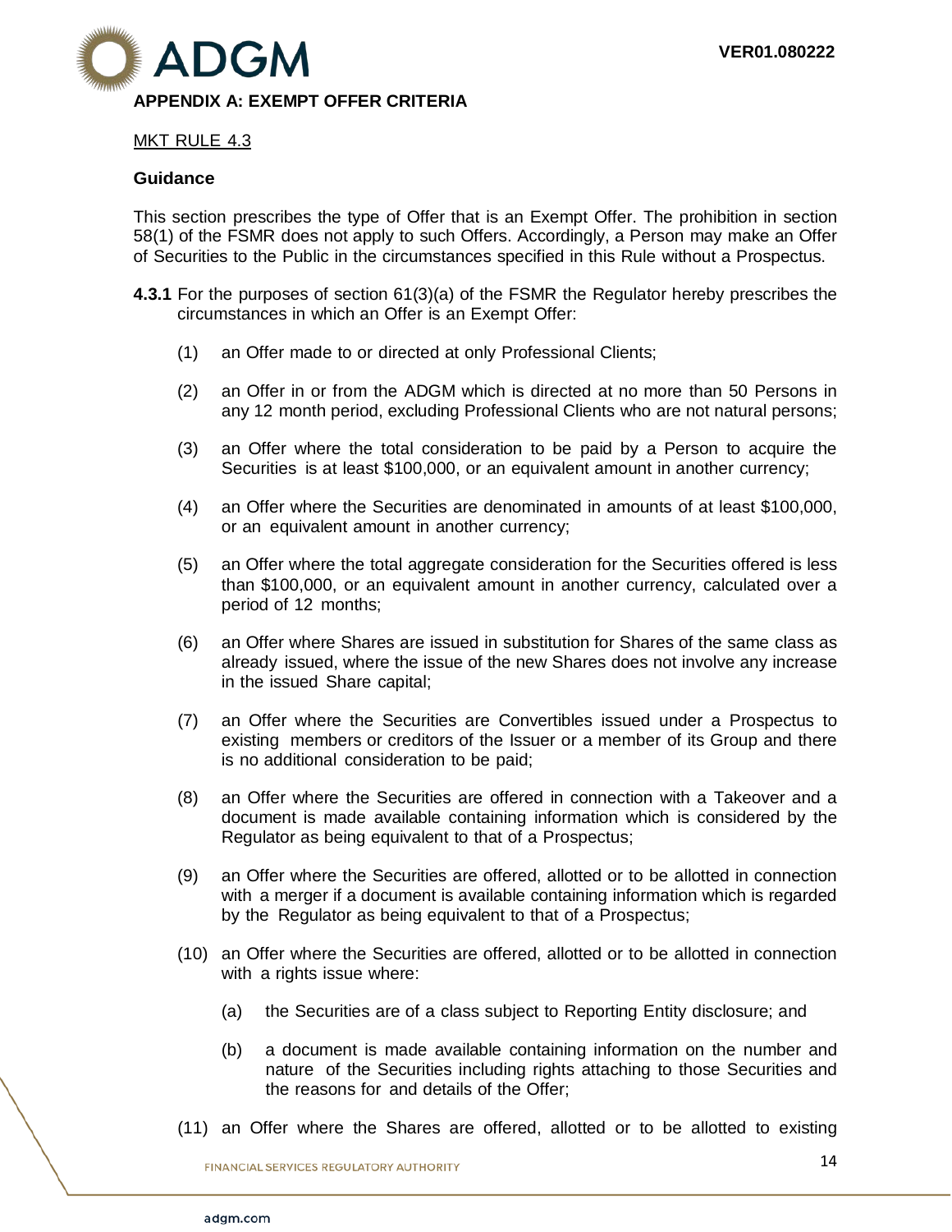## APPENDIX A: EXEMPT OFFER CRITERIA

MKT RULE 4.3

**Guidance**

This section prescribes the type of Offer that is an Exempt Offer. The prohibition in section 58(1) of the FSMR does not apply to such Offers. Accordingly, a Person may make an Offer of Securities to the Public in the circumstances specified in this Rule without a Prospectus.

**4.3.1** For the purposes of section 61(3)(a) of the FSMR the Regulator hereby prescribes the circumstances in which an Offer is an Exempt Offer:

(1) an Offer made to or directed at only Professional Clients;

(2) an Offer in or from the ADGM which is directed at no more than 50 Persons in any 12 month period, excluding Professional Clients who are not natural persons;

(3) an Offer where the total consideration to be paid by a Person to acquire the Securities is at least $100,000, or an equivalent amount in another currency;

(4) an Offer where the Securities are denominated in amounts of at least $100,000, or an equivalent amount in another currency;

(5) an Offer where the total aggregate consideration for the Securities offered is less than $100,000, or an equivalent amount in another currency, calculated over a period of 12 months;

(6) an Offer where Shares are issued in substitution for Shares of the same class as already issued, where the issue of the new Shares does not involve any increase in the issued Share capital;

(7) an Offer where the Securities are Convertibles issued under a Prospectus to existing members or creditors of the Issuer or a member of its Group and there is no additional consideration to be paid;

(8) an Offer where the Securities are offered in connection with a Takeover and a document is made available containing information which is considered by the Regulator as being equivalent to that of a Prospectus;

(9) an Offer where the Securities are offered, allotted or to be allotted in connection with a merger if a document is available containing information which is regarded by the Regulator as being equivalent to that of a Prospectus;

(10) an Offer where the Securities are offered, allotted or to be allotted in connection with a rights issue where:

(a) the Securities are of a class subject to Reporting Entity disclosure; and

(b) a document is made available containing information on the number and nature of the Securities including rights attaching to those Securities and the reasons for and details of the Offer;

(11) an Offer where the Shares are offered, allotted or to be allotted to existing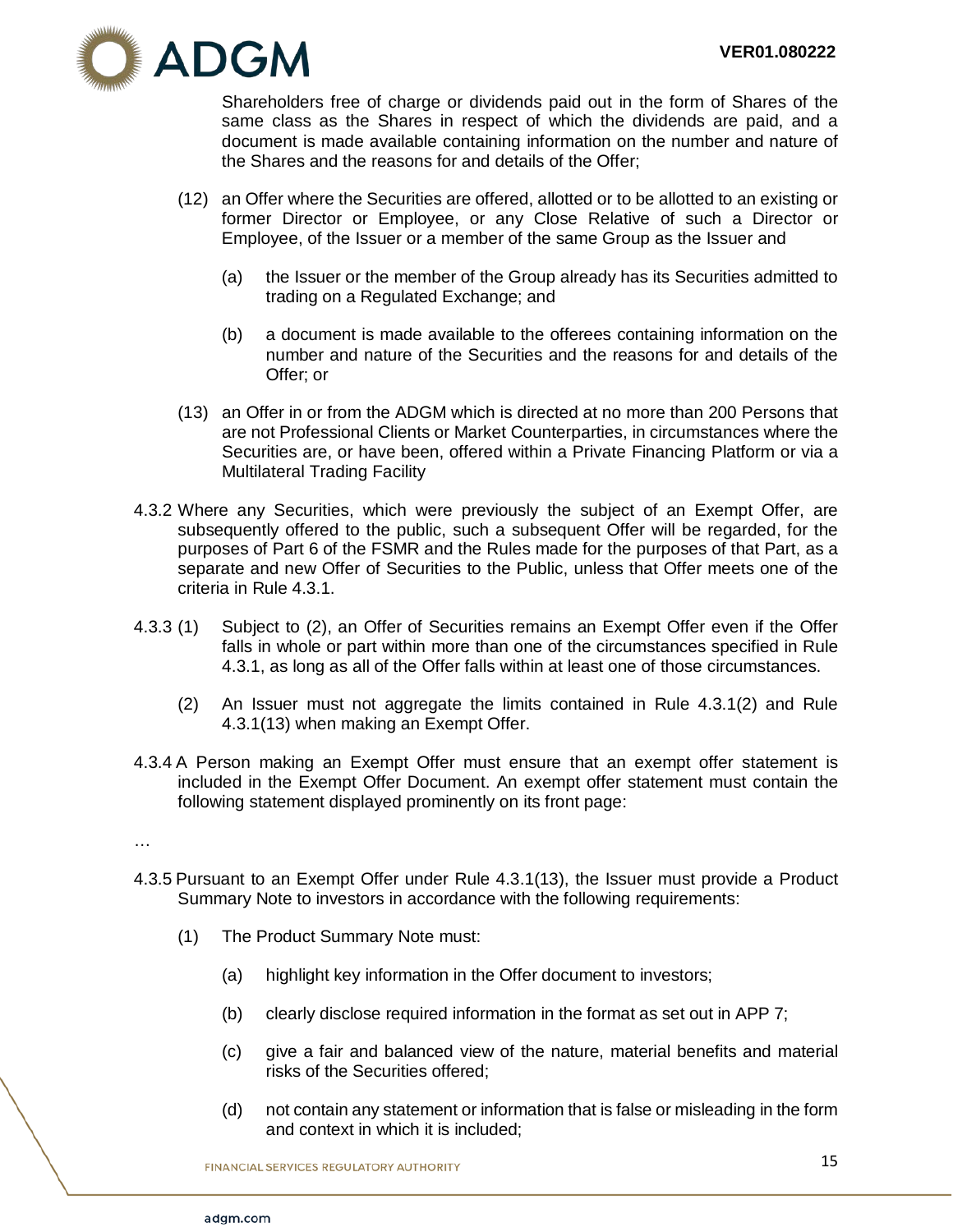Shareholders free of charge or dividends paid out in the form of Shares of the same class as the Shares in respect of which the dividends are paid, and a document is made available containing information on the number and nature of the Shares and the reasons for and details of the Offer;

(12) an Offer where the Securities are offered, allotted or to be allotted to an existing or former Director or Employee, or any Close Relative of such a Director or Employee, of the Issuer or a member of the same Group as the Issuer and

(a) the Issuer or the member of the Group already has its Securities admitted to trading on a Regulated Exchange; and

(b) a document is made available to the offerees containing information on the number and nature of the Securities and the reasons for and details of the Offer; or

(13) an Offer in or from the ADGM which is directed at no more than 200 Persons that are not Professional Clients or Market Counterparties, in circumstances where the Securities are, or have been, offered within a Private Financing Platform or via a Multilateral Trading Facility

4.3.2 Where any Securities, which were previously the subject of an Exempt Offer, are subsequently offered to the public, such a subsequent Offer will be regarded, for the purposes of Part 6 of the FSMR and the Rules made for the purposes of that Part, as a separate and new Offer of Securities to the Public, unless that Offer meets one of the criteria in Rule 4.3.1.

4.3.3 (1) Subject to (2), an Offer of Securities remains an Exempt Offer even if the Offer falls in whole or part within more than one of the circumstances specified in Rule 4.3.1, as long as all of the Offer falls within at least one of those circumstances.

(2) An Issuer must not aggregate the limits contained in Rule 4.3.1(2) and Rule 4.3.1(13) when making an Exempt Offer.

4.3.4 A Person making an Exempt Offer must ensure that an exempt offer statement is included in the Exempt Offer Document. An exempt offer statement must contain the following statement displayed prominently on its front page:

…

4.3.5 Pursuant to an Exempt Offer under Rule 4.3.1(13), the Issuer must provide a Product Summary Note to investors in accordance with the following requirements:

(1) The Product Summary Note must:

(a) highlight key information in the Offer document to investors;

(b) clearly disclose required information in the format as set out in APP 7;

(c) give a fair and balanced view of the nature, material benefits and material risks of the Securities offered;

(d) not contain any statement or information that is false or misleading in the form and context in which it is included;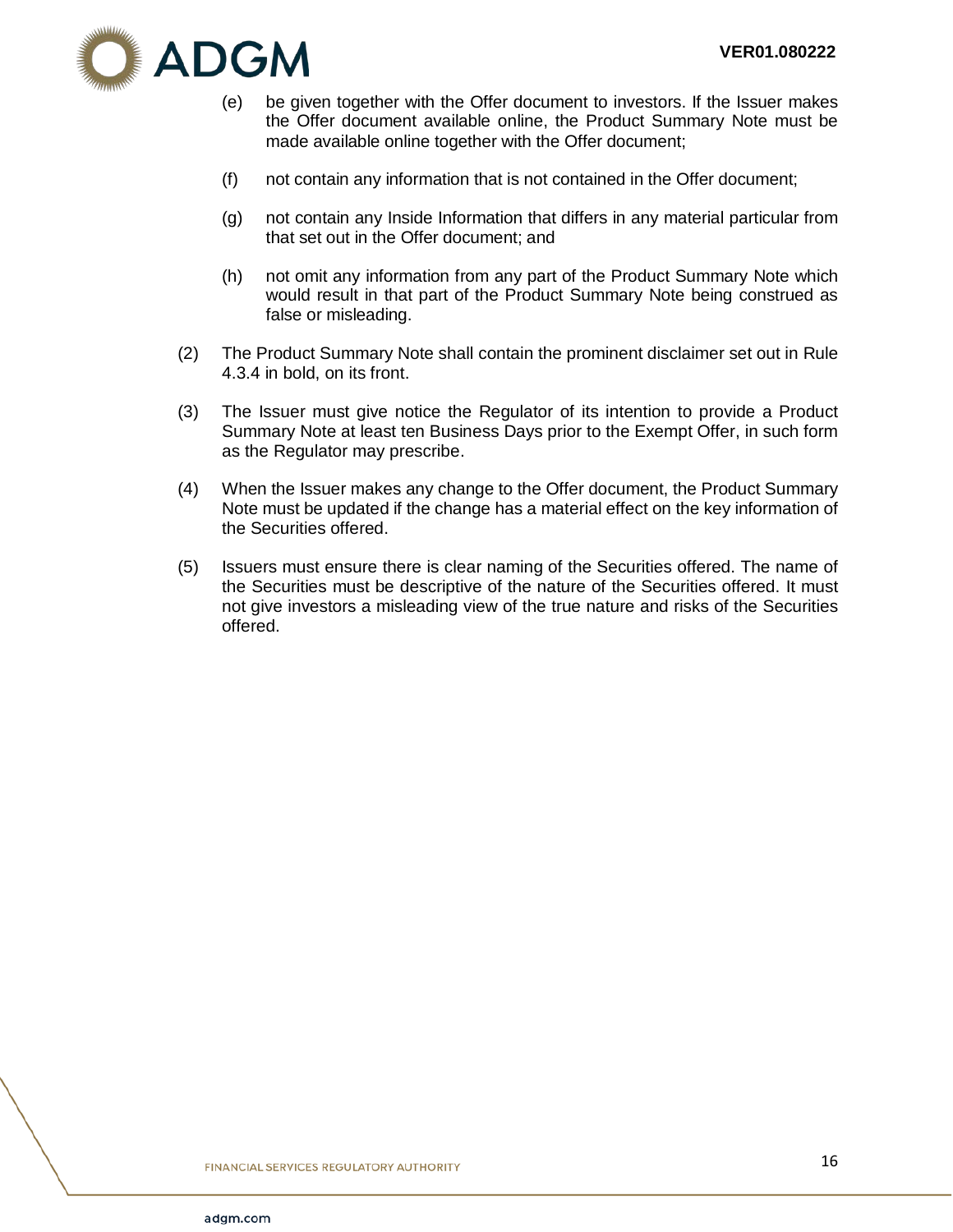(e) be given together with the Offer document to investors. If the Issuer makes the Offer document available online, the Product Summary Note must be made available online together with the Offer document;

(f) not contain any information that is not contained in the Offer document;

(g) not contain any Inside Information that differs in any material particular from that set out in the Offer document; and

(h) not omit any information from any part of the Product Summary Note which would result in that part of the Product Summary Note being construed as false or misleading.

(2) The Product Summary Note shall contain the prominent disclaimer set out in Rule 4.3.4 in bold, on its front.

(3) The Issuer must give notice the Regulator of its intention to provide a Product Summary Note at least ten Business Days prior to the Exempt Offer, in such form as the Regulator may prescribe.

(4) When the Issuer makes any change to the Offer document, the Product Summary Note must be updated if the change has a material effect on the key information of the Securities offered.

(5) Issuers must ensure there is clear naming of the Securities offered. The name of the Securities must be descriptive of the nature of the Securities offered. It must not give investors a misleading view of the true nature and risks of the Securities offered.